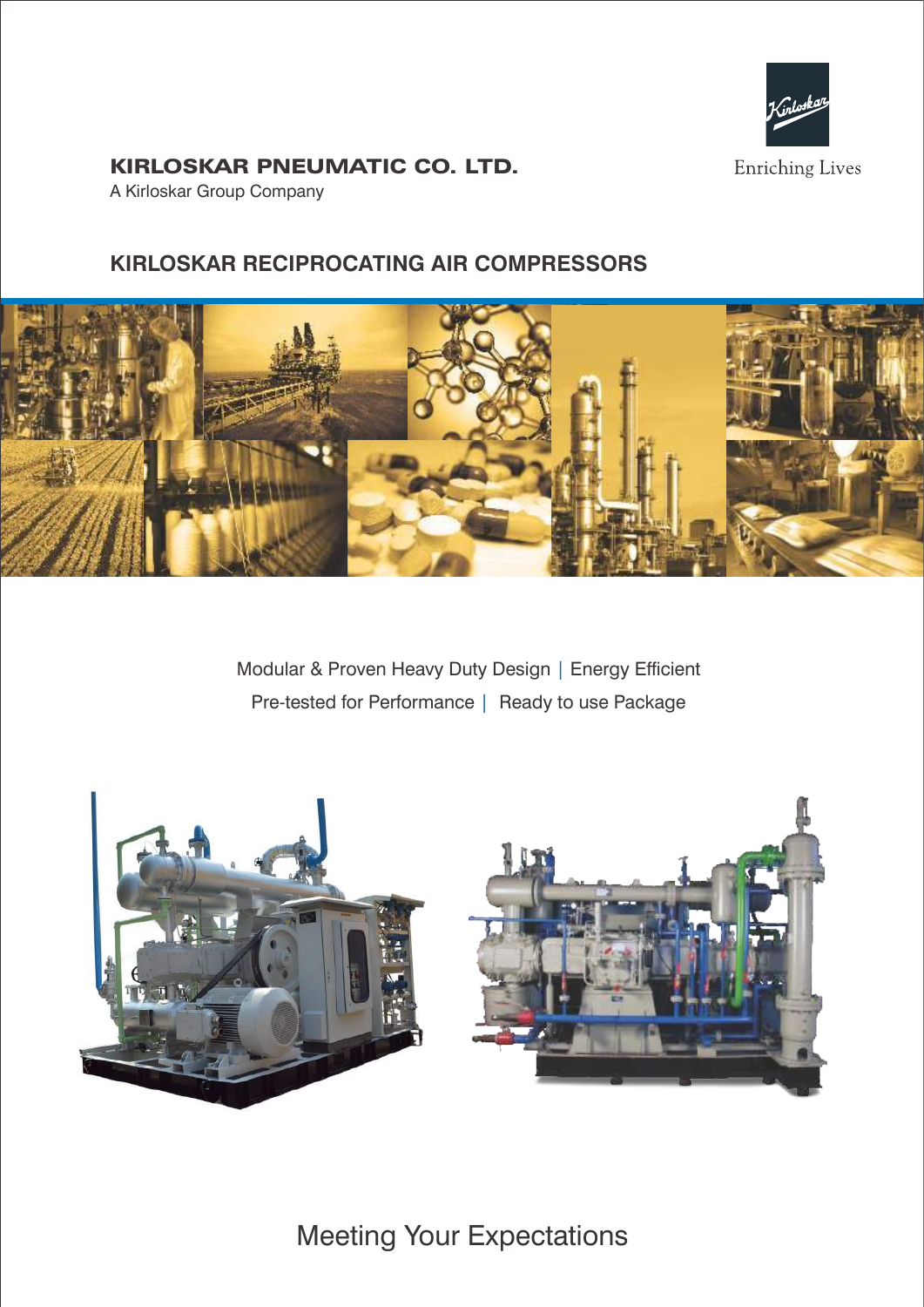**KIRLOSKAR PNEUMATIC CO. LTD.**
A Kirloskar Group Company

Enriching Lives

## KIRLOSKAR RECIPROCATING AIR COMPRESSORS

Modular & Proven Heavy Duty Design | Energy Efficient
Pre-tested for Performance | Ready to use Package

Meeting Your Expectations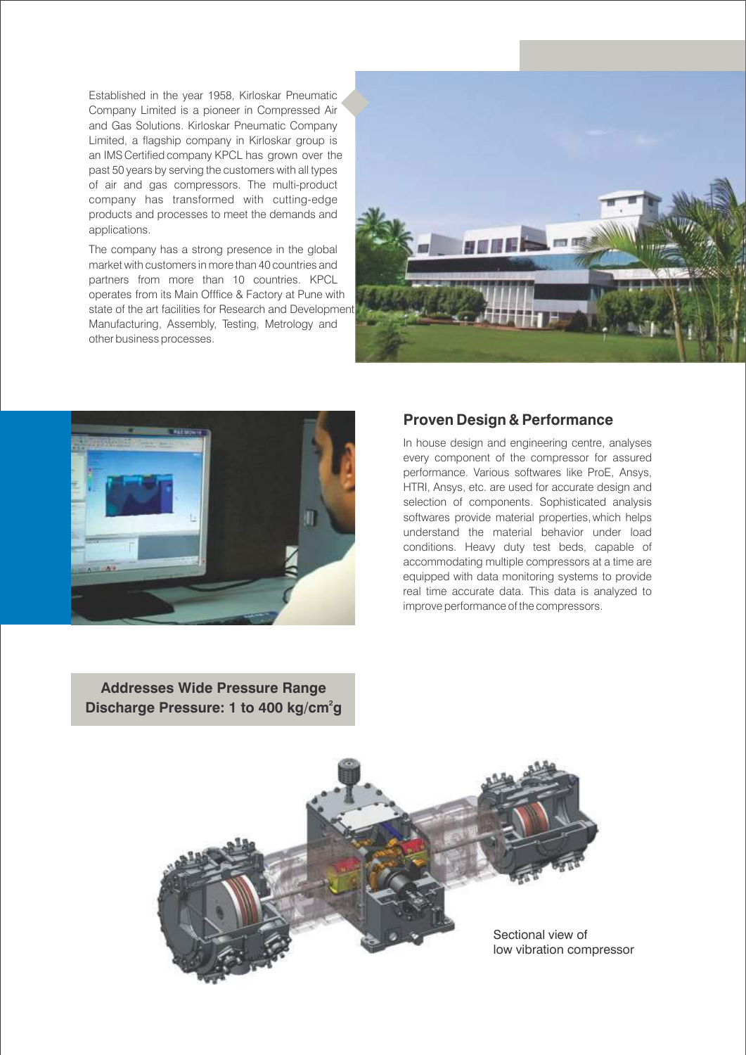Established in the year 1958, Kirloskar Pneumatic Company Limited is a pioneer in Compressed Air and Gas Solutions. Kirloskar Pneumatic Company Limited, a flagship company in Kirloskar group is an IMS Certified company KPCL has grown over the past 50 years by serving the customers with all types of air and gas compressors. The multi-product company has transformed with cutting-edge products and processes to meet the demands and applications.

The company has a strong presence in the global market with customers in more than 40 countries and partners from more than 10 countries. KPCL operates from its Main Offfice & Factory at Pune with state of the art facilities for Research and Development Manufacturing, Assembly, Testing, Metrology and other business processes.

## Proven Design & Performance

In house design and engineering centre, analyses every component of the compressor for assured performance. Various softwares like ProE, Ansys, HTRI, Ansys, etc. are used for accurate design and selection of components. Sophisticated analysis softwares provide material properties, which helps understand the material behavior under load conditions. Heavy duty test beds, capable of accommodating multiple compressors at a time are equipped with data monitoring systems to provide real time accurate data. This data is analyzed to improve performance of the compressors.

**Addresses Wide Pressure Range**
**Discharge Pressure: 1 to 400 kg/cm²g**

Sectional view of low vibration compressor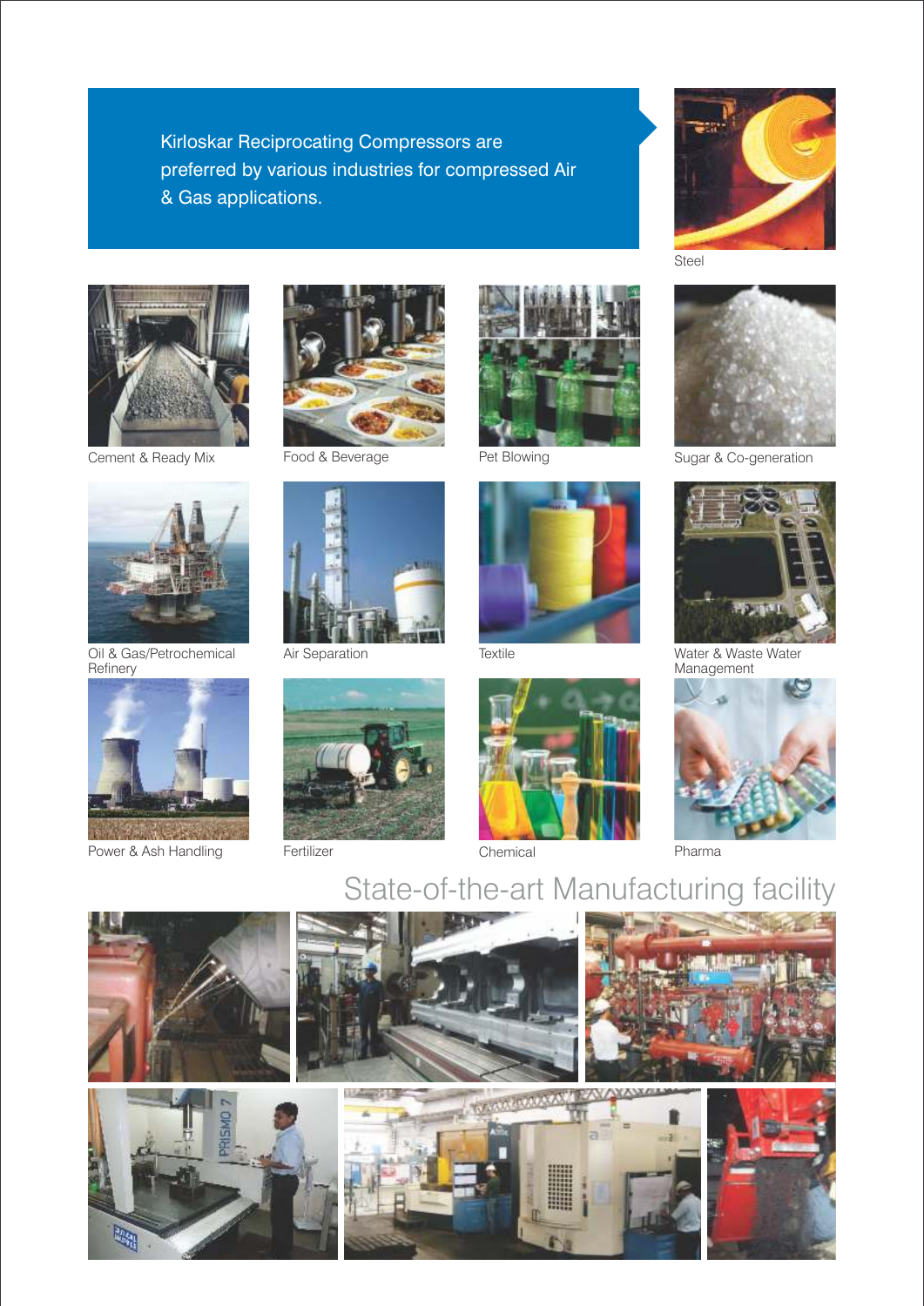Kirloskar Reciprocating Compressors are preferred by various industries for compressed Air & Gas applications.

Steel

Cement & Ready Mix

Food & Beverage

Pet Blowing

Sugar & Co-generation

Oil & Gas/Petrochemical Refinery

Air Separation

Textile

Water & Waste Water Management

Power & Ash Handling

Fertilizer

Chemical

Pharma

## State-of-the-art Manufacturing facility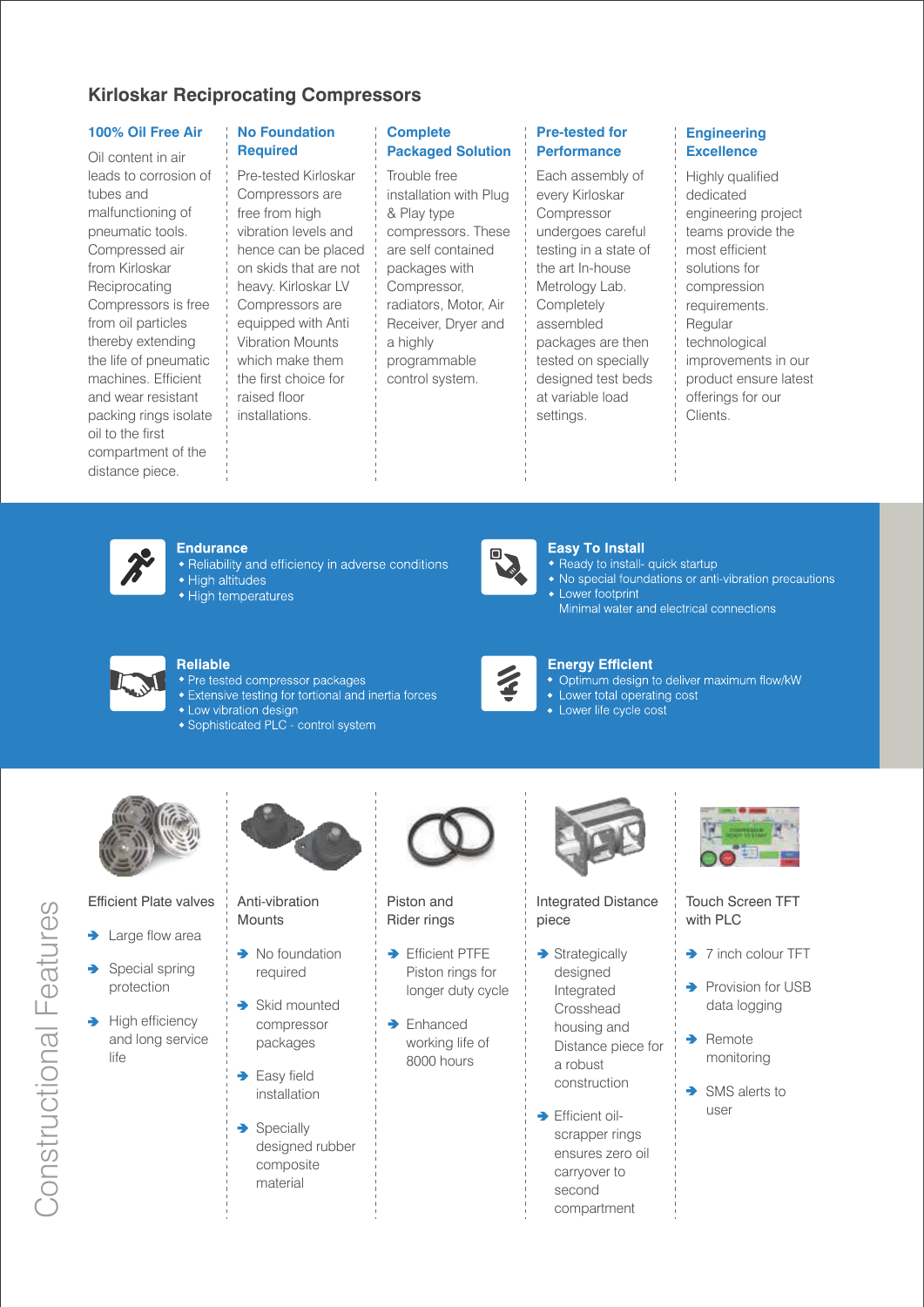# Kirloskar Reciprocating Compressors

### 100% Oil Free Air

Oil content in air leads to corrosion of tubes and malfunctioning of pneumatic tools. Compressed air from Kirloskar Reciprocating Compressors is free from oil particles thereby extending the life of pneumatic machines. Efficient and wear resistant packing rings isolate oil to the first compartment of the distance piece.

### No Foundation Required

Pre-tested Kirloskar Compressors are free from high vibration levels and hence can be placed on skids that are not heavy. Kirloskar LV Compressors are equipped with Anti Vibration Mounts which make them the first choice for raised floor installations.

### Complete Packaged Solution

Trouble free installation with Plug & Play type compressors. These are self contained packages with Compressor, radiators, Motor, Air Receiver, Dryer and a highly programmable control system.

### Pre-tested for Performance

Each assembly of every Kirloskar Compressor undergoes careful testing in a state of the art In-house Metrology Lab. Completely assembled packages are then tested on specially designed test beds at variable load settings.

### Engineering Excellence

Highly qualified dedicated engineering project teams provide the most efficient solutions for compression requirements. Regular technological improvements in our product ensure latest offerings for our Clients.

### Endurance

- Reliability and efficiency in adverse conditions
- High altitudes
- High temperatures

### Easy To Install

- Ready to install- quick startup
- No special foundations or anti-vibration precautions
- Lower footprint
  Minimal water and electrical connections

### Reliable

- Pre tested compressor packages
- Extensive testing for tortional and inertia forces
- Low vibration design
- Sophisticated PLC - control system

### Energy Efficient

- Optimum design to deliver maximum flow/kW
- Lower total operating cost
- Lower life cycle cost

## Constructional Features

### Efficient Plate valves

- Large flow area
- Special spring protection
- High efficiency and long service life

### Anti-vibration Mounts

- No foundation required
- Skid mounted compressor packages
- Easy field installation
- Specially designed rubber composite material

### Piston and Rider rings

- Efficient PTFE Piston rings for longer duty cycle
- Enhanced working life of 8000 hours

### Integrated Distance piece

- Strategically designed Integrated Crosshead housing and Distance piece for a robust construction
- Efficient oil-scrapper rings ensures zero oil carryover to second compartment

### Touch Screen TFT with PLC

- 7 inch colour TFT
- Provision for USB data logging
- Remote monitoring
- SMS alerts to user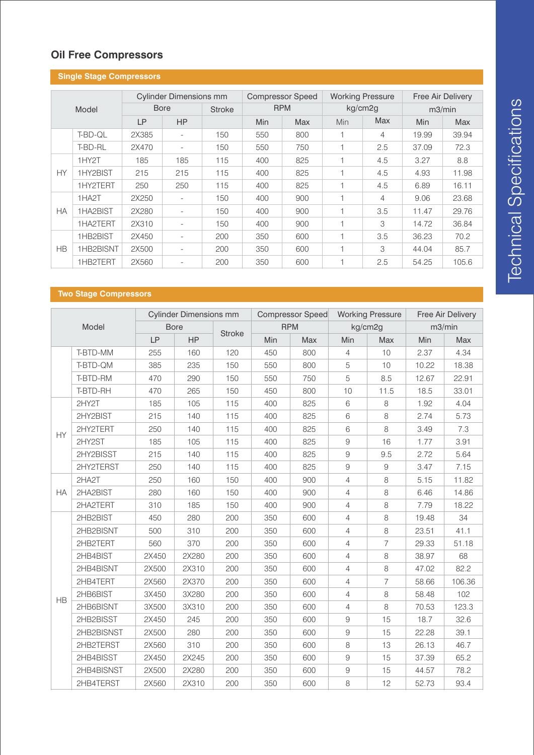## Oil Free Compressors

### Single Stage Compressors

| Model | | Cylinder Dimensions mm | | | Compressor Speed RPM | | Working Pressure kg/cm2g | | Free Air Delivery m3/min | |
|---|---|---|---|---|---|---|---|---|---|---|
| | | Bore | | Stroke | | | | | | |
| | | LP | HP | | Min | Max | Min | Max | Min | Max |
| | T-BD-QL | 2X385 | - | 150 | 550 | 800 | 1 | 4 | 19.99 | 39.94 |
| | T-BD-RL | 2X470 | - | 150 | 550 | 750 | 1 | 2.5 | 37.09 | 72.3 |
| HY | 1HY2T | 185 | 185 | 115 | 400 | 825 | 1 | 4.5 | 3.27 | 8.8 |
| | 1HY2BIST | 215 | 215 | 115 | 400 | 825 | 1 | 4.5 | 4.93 | 11.98 |
| | 1HY2TERT | 250 | 250 | 115 | 400 | 825 | 1 | 4.5 | 6.89 | 16.11 |
| HA | 1HA2T | 2X250 | - | 150 | 400 | 900 | 1 | 4 | 9.06 | 23.68 |
| | 1HA2BIST | 2X280 | - | 150 | 400 | 900 | 1 | 3.5 | 11.47 | 29.76 |
| | 1HA2TERT | 2X310 | - | 150 | 400 | 900 | 1 | 3 | 14.72 | 36.84 |
| HB | 1HB2BIST | 2X450 | - | 200 | 350 | 600 | 1 | 3.5 | 36.23 | 70.2 |
| | 1HB2BISNT | 2X500 | - | 200 | 350 | 600 | 1 | 3 | 44.04 | 85.7 |
| | 1HB2TERT | 2X560 | - | 200 | 350 | 600 | 1 | 2.5 | 54.25 | 105.6 |

### Two Stage Compressors

| Model | | Cylinder Dimensions mm | | | Compressor Speed RPM | | Working Pressure kg/cm2g | | Free Air Delivery m3/min | |
|---|---|---|---|---|---|---|---|---|---|---|
| | | Bore | | Stroke | | | | | | |
| | | LP | HP | | Min | Max | Min | Max | Min | Max |
| | T-BTD-MM | 255 | 160 | 120 | 450 | 800 | 4 | 10 | 2.37 | 4.34 |
| | T-BTD-QM | 385 | 235 | 150 | 550 | 800 | 5 | 10 | 10.22 | 18.38 |
| | T-BTD-RM | 470 | 290 | 150 | 550 | 750 | 5 | 8.5 | 12.67 | 22.91 |
| | T-BTD-RH | 470 | 265 | 150 | 450 | 800 | 10 | 11.5 | 18.5 | 33.01 |
| HY | 2HY2T | 185 | 105 | 115 | 400 | 825 | 6 | 8 | 1.92 | 4.04 |
| | 2HY2BIST | 215 | 140 | 115 | 400 | 825 | 6 | 8 | 2.74 | 5.73 |
| | 2HY2TERT | 250 | 140 | 115 | 400 | 825 | 6 | 8 | 3.49 | 7.3 |
| | 2HY2ST | 185 | 105 | 115 | 400 | 825 | 9 | 16 | 1.77 | 3.91 |
| | 2HY2BISST | 215 | 140 | 115 | 400 | 825 | 9 | 9.5 | 2.72 | 5.64 |
| | 2HY2TERST | 250 | 140 | 115 | 400 | 825 | 9 | 9 | 3.47 | 7.15 |
| HA | 2HA2T | 250 | 160 | 150 | 400 | 900 | 4 | 8 | 5.15 | 11.82 |
| | 2HA2BIST | 280 | 160 | 150 | 400 | 900 | 4 | 8 | 6.46 | 14.86 |
| | 2HA2TERT | 310 | 185 | 150 | 400 | 900 | 4 | 8 | 7.79 | 18.22 |
| HB | 2HB2BIST | 450 | 280 | 200 | 350 | 600 | 4 | 8 | 19.48 | 34 |
| | 2HB2BISNT | 500 | 310 | 200 | 350 | 600 | 4 | 8 | 23.51 | 41.1 |
| | 2HB2TERT | 560 | 370 | 200 | 350 | 600 | 4 | 7 | 29.33 | 51.18 |
| | 2HB4BIST | 2X450 | 2X280 | 200 | 350 | 600 | 4 | 8 | 38.97 | 68 |
| | 2HB4BISNT | 2X500 | 2X310 | 200 | 350 | 600 | 4 | 8 | 47.02 | 82.2 |
| | 2HB4TERT | 2X560 | 2X370 | 200 | 350 | 600 | 4 | 7 | 58.66 | 106.36 |
| | 2HB6BIST | 3X450 | 3X280 | 200 | 350 | 600 | 4 | 8 | 58.48 | 102 |
| | 2HB6BISNT | 3X500 | 3X310 | 200 | 350 | 600 | 4 | 8 | 70.53 | 123.3 |
| | 2HB2BISST | 2X450 | 245 | 200 | 350 | 600 | 9 | 15 | 18.7 | 32.6 |
| | 2HB2BISNST | 2X500 | 280 | 200 | 350 | 600 | 9 | 15 | 22.28 | 39.1 |
| | 2HB2TERST | 2X560 | 310 | 200 | 350 | 600 | 8 | 13 | 26.13 | 46.7 |
| | 2HB4BISST | 2X450 | 2X245 | 200 | 350 | 600 | 9 | 15 | 37.39 | 65.2 |
| | 2HB4BISNST | 2X500 | 2X280 | 200 | 350 | 600 | 9 | 15 | 44.57 | 78.2 |
| | 2HB4TERST | 2X560 | 2X310 | 200 | 350 | 600 | 8 | 12 | 52.73 | 93.4 |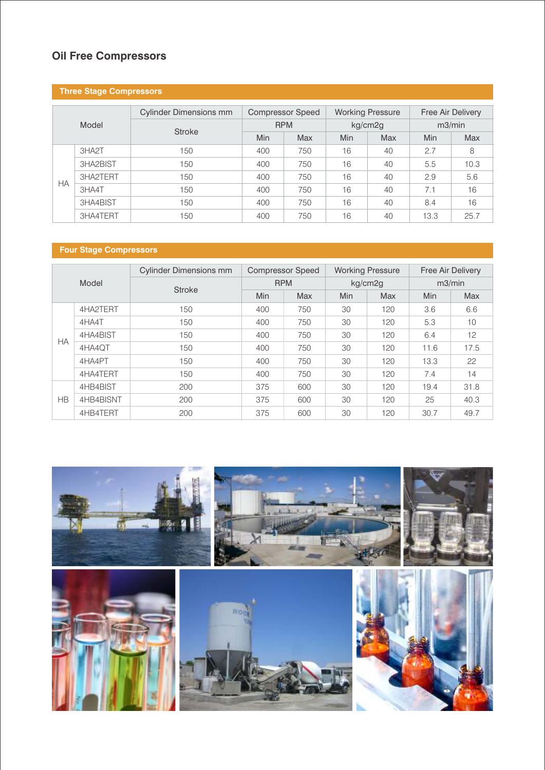# Oil Free Compressors

## Three Stage Compressors

| Model | | Cylinder Dimensions mm | Compressor Speed | | Working Pressure | | Free Air Delivery | |
|---|---|---|---|---|---|---|---|---|
| | | Stroke | RPM | | kg/cm2g | | m3/min | |
| | | | Min | Max | Min | Max | Min | Max |
| HA | 3HA2T | 150 | 400 | 750 | 16 | 40 | 2.7 | 8 |
| | 3HA2BIST | 150 | 400 | 750 | 16 | 40 | 5.5 | 10.3 |
| | 3HA2TERT | 150 | 400 | 750 | 16 | 40 | 2.9 | 5.6 |
| | 3HA4T | 150 | 400 | 750 | 16 | 40 | 7.1 | 16 |
| | 3HA4BIST | 150 | 400 | 750 | 16 | 40 | 8.4 | 16 |
| | 3HA4TERT | 150 | 400 | 750 | 16 | 40 | 13.3 | 25.7 |

## Four Stage Compressors

| Model | | Cylinder Dimensions mm | Compressor Speed | | Working Pressure | | Free Air Delivery | |
|---|---|---|---|---|---|---|---|---|
| | | Stroke | RPM | | kg/cm2g | | m3/min | |
| | | | Min | Max | Min | Max | Min | Max |
| HA | 4HA2TERT | 150 | 400 | 750 | 30 | 120 | 3.6 | 6.6 |
| | 4HA4T | 150 | 400 | 750 | 30 | 120 | 5.3 | 10 |
| | 4HA4BIST | 150 | 400 | 750 | 30 | 120 | 6.4 | 12 |
| | 4HA4QT | 150 | 400 | 750 | 30 | 120 | 11.6 | 17.5 |
| | 4HA4PT | 150 | 400 | 750 | 30 | 120 | 13.3 | 22 |
| | 4HA4TERT | 150 | 400 | 750 | 30 | 120 | 7.4 | 14 |
| HB | 4HB4BIST | 200 | 375 | 600 | 30 | 120 | 19.4 | 31.8 |
| | 4HB4BISNT | 200 | 375 | 600 | 30 | 120 | 25 | 40.3 |
| | 4HB4TERT | 200 | 375 | 600 | 30 | 120 | 30.7 | 49.7 |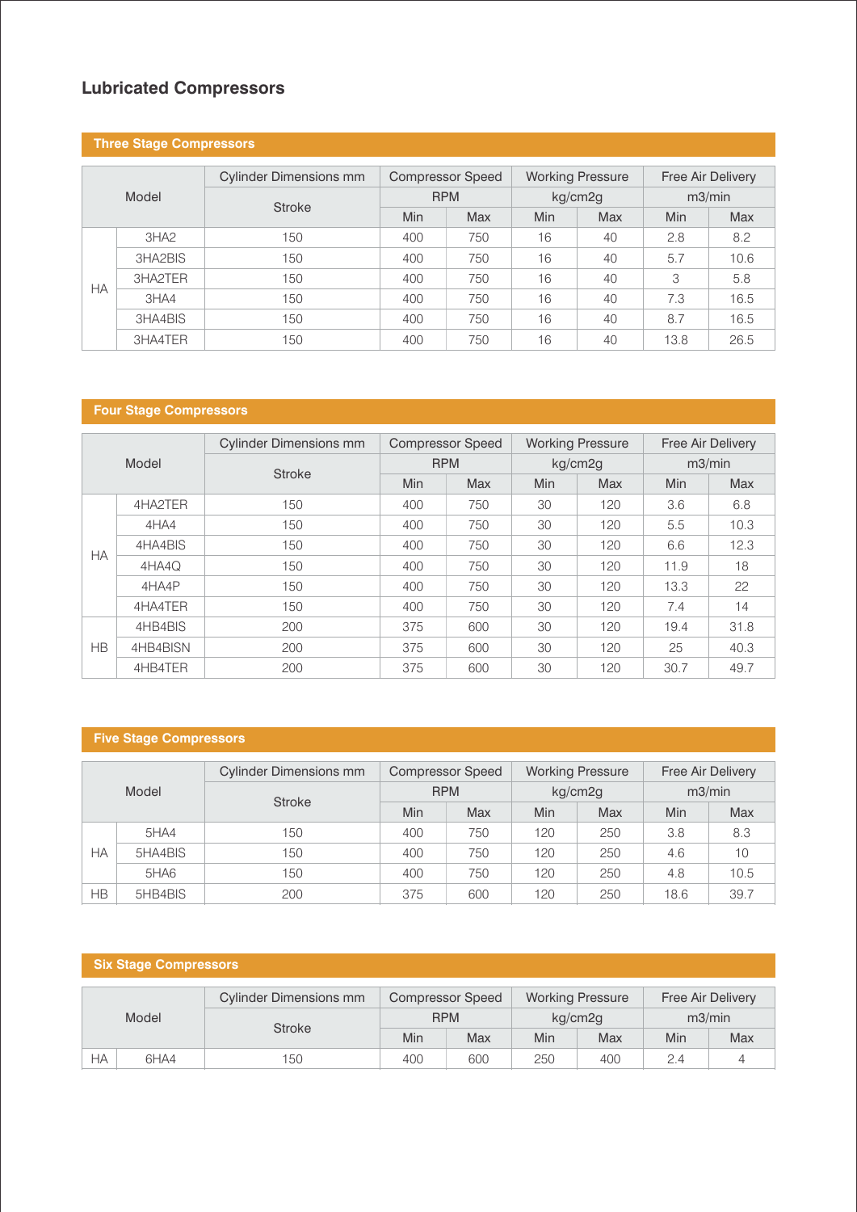# Lubricated Compressors

## Three Stage Compressors

| Model | | Cylinder Dimensions mm | Compressor Speed | | Working Pressure | | Free Air Delivery | |
|---|---|---|---|---|---|---|---|---|
| | | Stroke | RPM | | kg/cm2g | | m3/min | |
| | | | Min | Max | Min | Max | Min | Max |
| HA | 3HA2 | 150 | 400 | 750 | 16 | 40 | 2.8 | 8.2 |
| | 3HA2BIS | 150 | 400 | 750 | 16 | 40 | 5.7 | 10.6 |
| | 3HA2TER | 150 | 400 | 750 | 16 | 40 | 3 | 5.8 |
| | 3HA4 | 150 | 400 | 750 | 16 | 40 | 7.3 | 16.5 |
| | 3HA4BIS | 150 | 400 | 750 | 16 | 40 | 8.7 | 16.5 |
| | 3HA4TER | 150 | 400 | 750 | 16 | 40 | 13.8 | 26.5 |

## Four Stage Compressors

| Model | | Cylinder Dimensions mm | Compressor Speed | | Working Pressure | | Free Air Delivery | |
|---|---|---|---|---|---|---|---|---|
| | | Stroke | RPM | | kg/cm2g | | m3/min | |
| | | | Min | Max | Min | Max | Min | Max |
| HA | 4HA2TER | 150 | 400 | 750 | 30 | 120 | 3.6 | 6.8 |
| | 4HA4 | 150 | 400 | 750 | 30 | 120 | 5.5 | 10.3 |
| | 4HA4BIS | 150 | 400 | 750 | 30 | 120 | 6.6 | 12.3 |
| | 4HA4Q | 150 | 400 | 750 | 30 | 120 | 11.9 | 18 |
| | 4HA4P | 150 | 400 | 750 | 30 | 120 | 13.3 | 22 |
| | 4HA4TER | 150 | 400 | 750 | 30 | 120 | 7.4 | 14 |
| HB | 4HB4BIS | 200 | 375 | 600 | 30 | 120 | 19.4 | 31.8 |
| | 4HB4BISN | 200 | 375 | 600 | 30 | 120 | 25 | 40.3 |
| | 4HB4TER | 200 | 375 | 600 | 30 | 120 | 30.7 | 49.7 |

## Five Stage Compressors

| Model | | Cylinder Dimensions mm | Compressor Speed | | Working Pressure | | Free Air Delivery | |
|---|---|---|---|---|---|---|---|---|
| | | Stroke | RPM | | kg/cm2g | | m3/min | |
| | | | Min | Max | Min | Max | Min | Max |
| HA | 5HA4 | 150 | 400 | 750 | 120 | 250 | 3.8 | 8.3 |
| | 5HA4BIS | 150 | 400 | 750 | 120 | 250 | 4.6 | 10 |
| | 5HA6 | 150 | 400 | 750 | 120 | 250 | 4.8 | 10.5 |
| HB | 5HB4BIS | 200 | 375 | 600 | 120 | 250 | 18.6 | 39.7 |

## Six Stage Compressors

| Model | | Cylinder Dimensions mm | Compressor Speed | | Working Pressure | | Free Air Delivery | |
|---|---|---|---|---|---|---|---|---|
| | | Stroke | RPM | | kg/cm2g | | m3/min | |
| | | | Min | Max | Min | Max | Min | Max |
| HA | 6HA4 | 150 | 400 | 600 | 250 | 400 | 2.4 | 4 |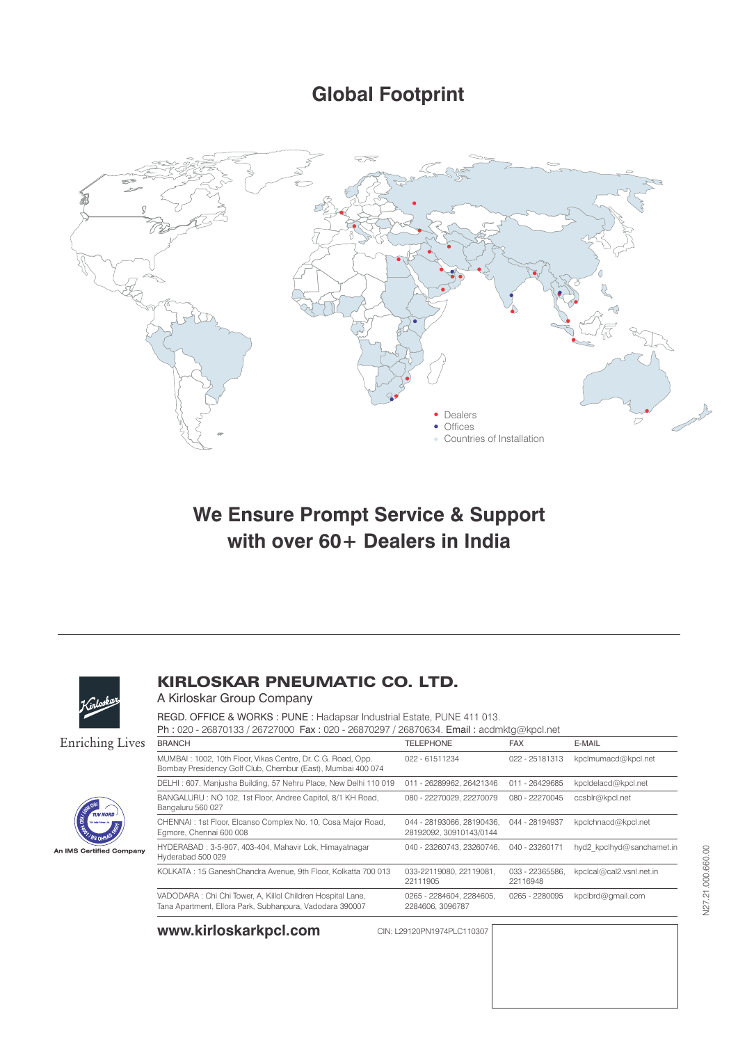# Global Footprint

- Dealers
- Offices
- Countries of Installation

## We Ensure Prompt Service & Support with over 60+ Dealers in India

Kirloskar

Enriching Lives

TÜV NORD

An IMS Certified Company

## KIRLOSKAR PNEUMATIC CO. LTD.

A Kirloskar Group Company

REGD. OFFICE & WORKS : PUNE : Hadapsar Industrial Estate, PUNE 411 013.
Ph : 020 - 26870133 / 26727000 Fax : 020 - 26870297 / 26870634. Email : acdmktg@kpcl.net

| BRANCH | TELEPHONE | FAX | E-MAIL |
|---|---|---|---|
| MUMBAI : 1002, 10th Floor, Vikas Centre, Dr. C.G. Road, Opp. Bombay Presidency Golf Club, Chembur (East), Mumbai 400 074 | 022 - 61511234 | 022 - 25181313 | kpclmumacd@kpcl.net |
| DELHI : 607, Manjusha Building, 57 Nehru Place, New Delhi 110 019 | 011 - 26289962, 26421346 | 011 - 26429685 | kpcldelacd@kpcl.net |
| BANGALURU : NO 102, 1st Floor, Andree Capitol, 8/1 KH Road, Bangaluru 560 027 | 080 - 22270029, 22270079 | 080 - 22270045 | ccsblr@kpcl.net |
| CHENNAI : 1st Floor, Elcanso Complex No. 10, Cosa Major Road, Egmore, Chennai 600 008 | 044 - 28193066, 28190436, 28192092, 30910143/0144 | 044 - 28194937 | kpclchnacd@kpcl.net |
| HYDERABAD : 3-5-907, 403-404, Mahavir Lok, Himayatnagar Hyderabad 500 029 | 040 - 23260743, 23260746, | 040 - 23260171 | hyd2_kpclhyd@sancharnet.in |
| KOLKATA : 15 GaneshChandra Avenue, 9th Floor, Kolkatta 700 013 | 033-22119080, 22119081, 22111905 | 033 - 22365586, 22116948 | kpclcal@cal2.vsnl.net.in |
| VADODARA : Chi Chi Tower, A, Killol Children Hospital Lane, Tana Apartment, Ellora Park, Subhanpura, Vadodara 390007 | 0265 - 2284604, 2284605, 2284606, 3096787 | 0265 - 2280095 | kpclbrd@gmail.com |

**www.kirloskarkpcl.com**

CIN: L29120PN1974PLC110307

N27.21.000.660.00